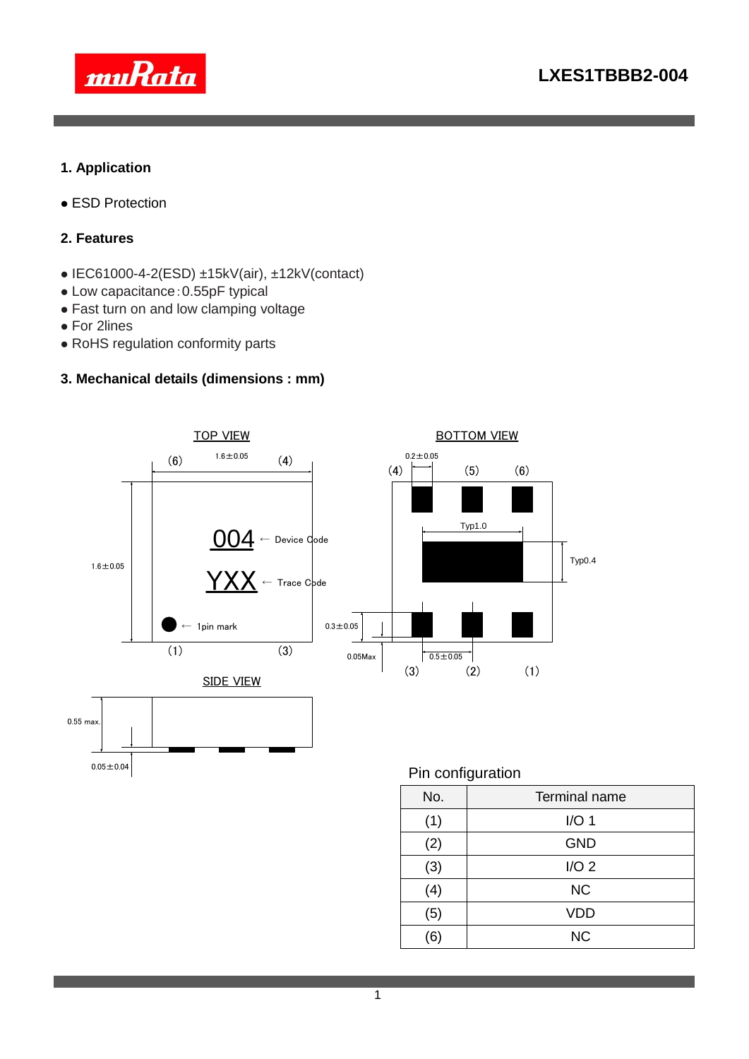# LXES1TBBB2-004

## 1. Application

- ESD Protection

## 2. Features

- IEC61000-4-2(ESD) ±15kV(air), ±12kV(contact)
- Low capacitance : 0.55pF typical
- Fast turn on and low clamping voltage
- For 2lines
- RoHS regulation conformity parts

## 3. Mechanical details (dimensions : mm)

TOP VIEW

(6) 1.6±0.05 (4)

1.6±0.05

004 ← Device Code

YXX ← Trace Code

← 1pin mark

(1) (3)

BOTTOM VIEW

0.2±0.05

(4) (5) (6)

Typ1.0

Typ0.4

0.3±0.05

0.05Max

0.5±0.05

(3) (2) (1)

SIDE VIEW

0.55 max.

0.05±0.04

Pin configuration

| No. | Terminal name |
|---|---|
| (1) | I/O 1 |
| (2) | GND |
| (3) | I/O 2 |
| (4) | NC |
| (5) | VDD |
| (6) | NC |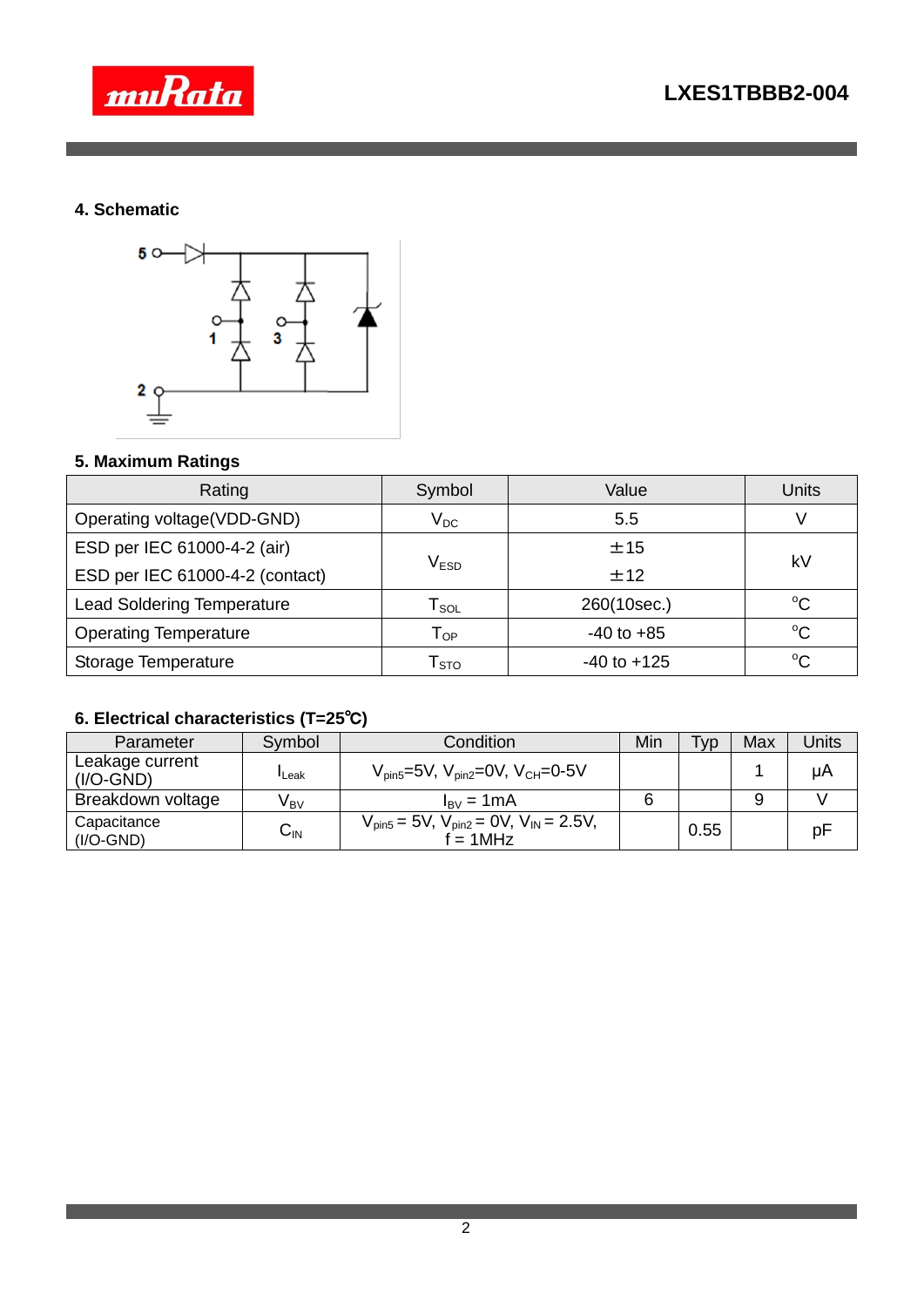## 4. Schematic

## 5. Maximum Ratings

| Rating | Symbol | Value | Units |
|---|---|---|---|
| Operating voltage(VDD-GND) | $V_{DC}$ | 5.5 | V |
| ESD per IEC 61000-4-2 (air)<br>ESD per IEC 61000-4-2 (contact) | $V_{ESD}$ | ±15<br>±12 | kV |
| Lead Soldering Temperature | $T_{SOL}$ | 260(10sec.) | °C |
| Operating Temperature | $T_{OP}$ | -40 to +85 | °C |
| Storage Temperature | $T_{STO}$ | -40 to +125 | °C |

## 6. Electrical characteristics (T=25℃)

| Parameter | Symbol | Condition | Min | Typ | Max | Units |
|---|---|---|---|---|---|---|
| Leakage current (I/O-GND) | $I_{Leak}$ | $V_{pin5}$=5V, $V_{pin2}$=0V, $V_{CH}$=0-5V | | | 1 | μA |
| Breakdown voltage | $V_{BV}$ | $I_{BV}$ = 1mA | 6 | | 9 | V |
| Capacitance (I/O-GND) | $C_{IN}$ | $V_{pin5}$ = 5V, $V_{pin2}$ = 0V, $V_{IN}$ = 2.5V, f = 1MHz | | 0.55 | | pF |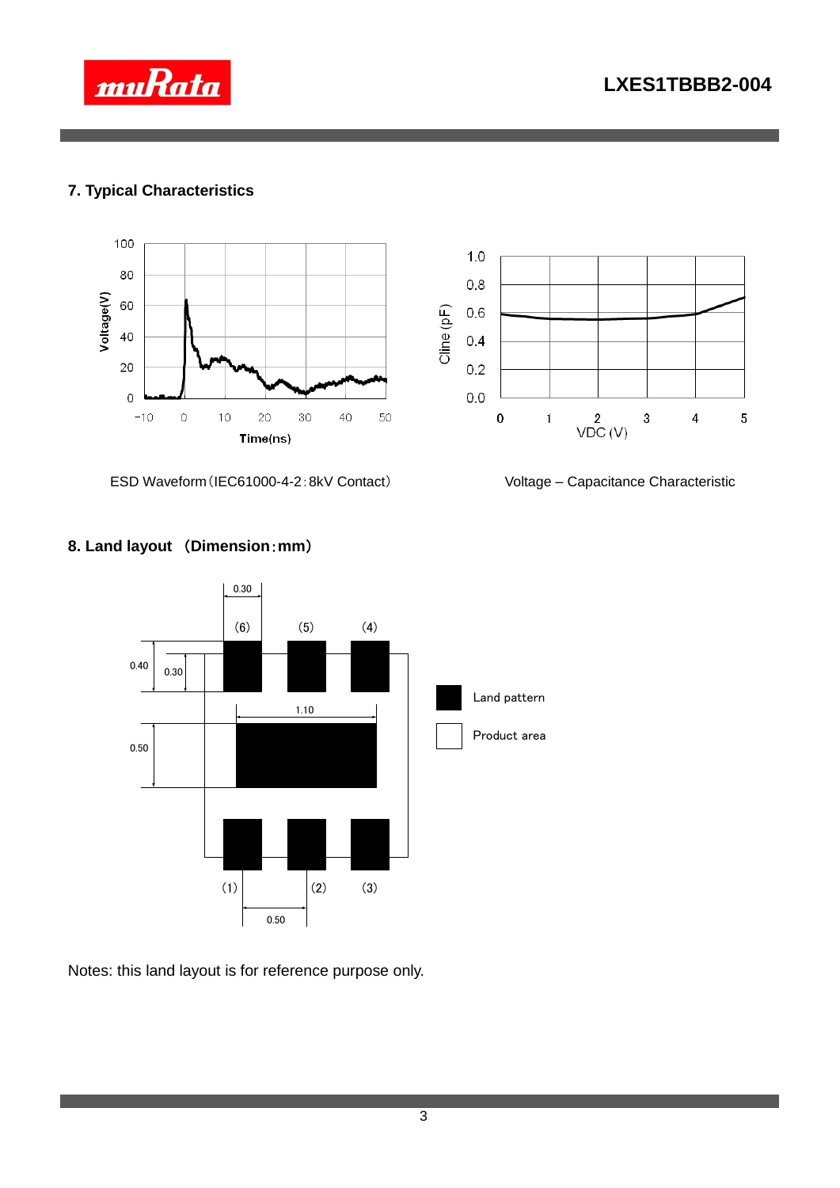## 7. Typical Characteristics

ESD Waveform（IEC61000-4-2：8kV Contact）

Voltage – Capacitance Characteristic

## 8. Land layout （Dimension：mm）

Land pattern

Product area

Notes: this land layout is for reference purpose only.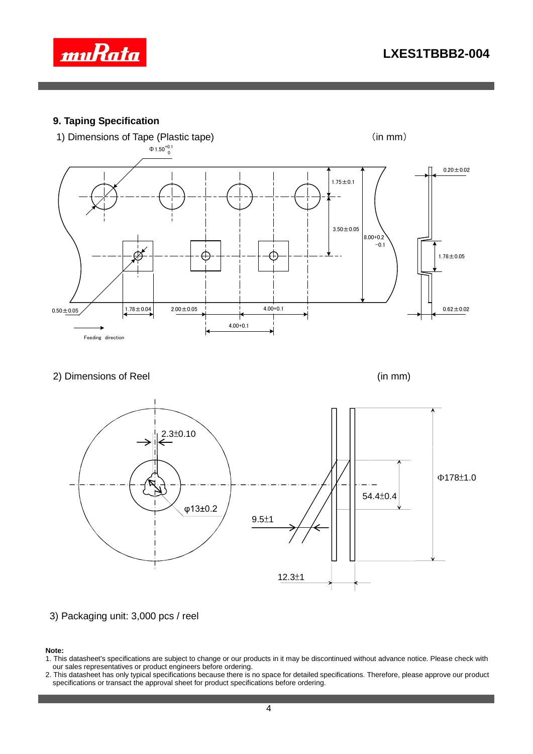## 9. Taping Specification

1) Dimensions of Tape (Plastic tape) (in mm)

Φ1.50 $^{+0.1}_{0}$

1.75±0.1

3.50±0.05

8.00+0.2 −0.1

0.20±0.02

1.78±0.05

0.62±0.02

0.50±0.05

1.78±0.04

2.00±0.05

4.00+0.1

4.00+0.1

Feeding direction

2) Dimensions of Reel (in mm)

2.3±0.10

φ13±0.2

9.5±1

54.4±0.4

Φ178±1.0

12.3±1

3) Packaging unit: 3,000 pcs / reel

**Note:**

1. This datasheet's specifications are subject to change or our products in it may be discontinued without advance notice. Please check with our sales representatives or product engineers before ordering.
2. This datasheet has only typical specifications because there is no space for detailed specifications. Therefore, please approve our product specifications or transact the approval sheet for product specifications before ordering.